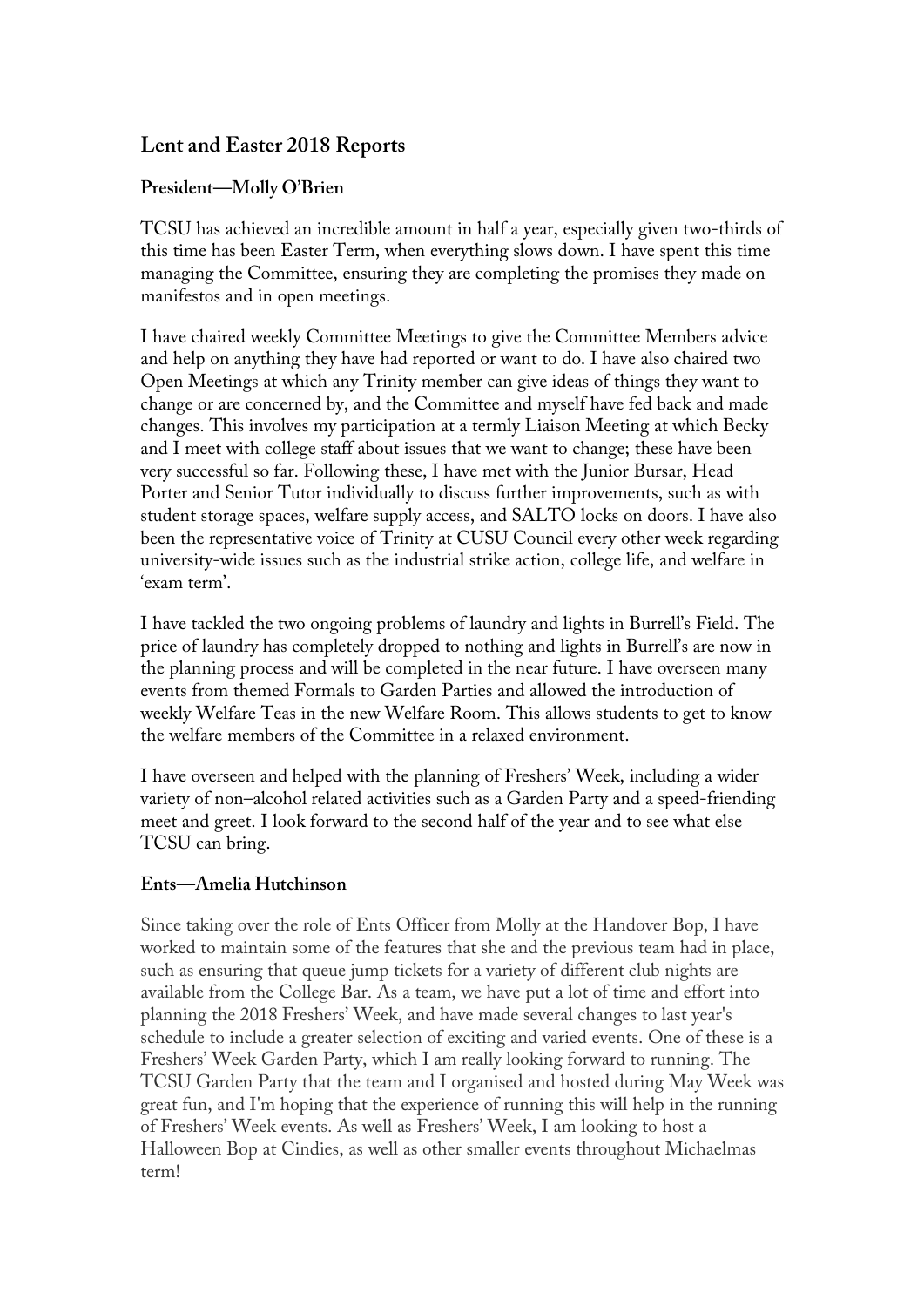## Lent and Easter 2018 Reports

### President—Molly O'Brien

TCSU has achieved an incredible amount in half a year, especially given two-thirds of this time has been Easter Term, when everything slows down. I have spent this time managing the Committee, ensuring they are completing the promises they made on manifestos and in open meetings.

I have chaired weekly Committee Meetings to give the Committee Members advice and help on anything they have had reported or want to do. I have also chaired two Open Meetings at which any Trinity member can give ideas of things they want to change or are concerned by, and the Committee and myself have fed back and made changes. This involves my participation at a termly Liaison Meeting at which Becky and I meet with college staff about issues that we want to change; these have been very successful so far. Following these, I have met with the Junior Bursar, Head Porter and Senior Tutor individually to discuss further improvements, such as with student storage spaces, welfare supply access, and SALTO locks on doors. I have also been the representative voice of Trinity at CUSU Council every other week regarding university-wide issues such as the industrial strike action, college life, and welfare in 'exam term'.

I have tackled the two ongoing problems of laundry and lights in Burrell's Field. The price of laundry has completely dropped to nothing and lights in Burrell's are now in the planning process and will be completed in the near future. I have overseen many events from themed Formals to Garden Parties and allowed the introduction of weekly Welfare Teas in the new Welfare Room. This allows students to get to know the welfare members of the Committee in a relaxed environment.

I have overseen and helped with the planning of Freshers' Week, including a wider variety of non–alcohol related activities such as a Garden Party and a speed-friending meet and greet. I look forward to the second half of the year and to see what else TCSU can bring.

### Ents—Amelia Hutchinson

Since taking over the role of Ents Officer from Molly at the Handover Bop, I have worked to maintain some of the features that she and the previous team had in place, such as ensuring that queue jump tickets for a variety of different club nights are available from the College Bar. As a team, we have put a lot of time and effort into planning the 2018 Freshers' Week, and have made several changes to last year's schedule to include a greater selection of exciting and varied events. One of these is a Freshers' Week Garden Party, which I am really looking forward to running. The TCSU Garden Party that the team and I organised and hosted during May Week was great fun, and I'm hoping that the experience of running this will help in the running of Freshers' Week events. As well as Freshers' Week, I am looking to host a Halloween Bop at Cindies, as well as other smaller events throughout Michaelmas term!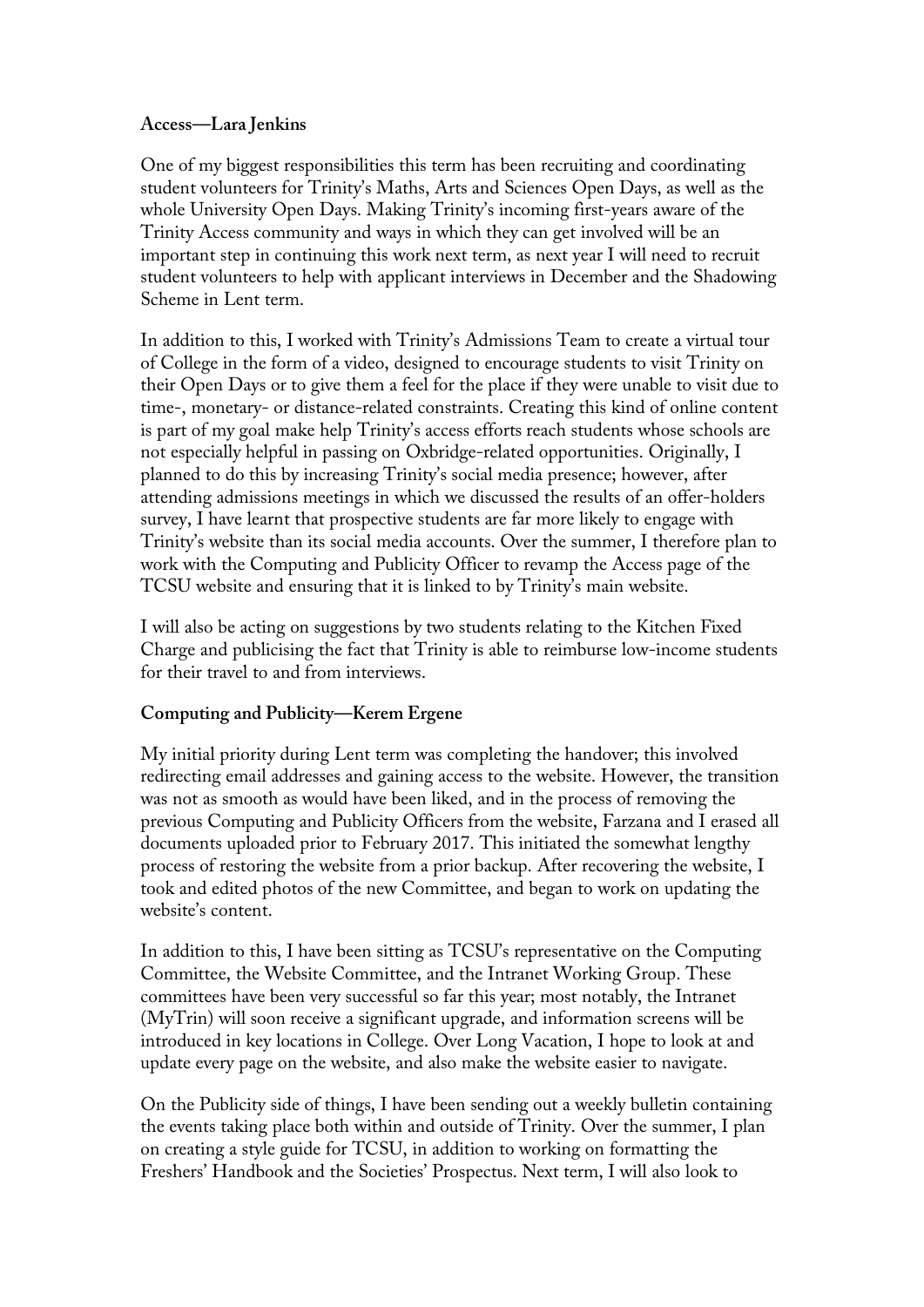**Access—Lara Jenkins**

One of my biggest responsibilities this term has been recruiting and coordinating student volunteers for Trinity's Maths, Arts and Sciences Open Days, as well as the whole University Open Days. Making Trinity's incoming first-years aware of the Trinity Access community and ways in which they can get involved will be an important step in continuing this work next term, as next year I will need to recruit student volunteers to help with applicant interviews in December and the Shadowing Scheme in Lent term.

In addition to this, I worked with Trinity's Admissions Team to create a virtual tour of College in the form of a video, designed to encourage students to visit Trinity on their Open Days or to give them a feel for the place if they were unable to visit due to time-, monetary- or distance-related constraints. Creating this kind of online content is part of my goal make help Trinity's access efforts reach students whose schools are not especially helpful in passing on Oxbridge-related opportunities. Originally, I planned to do this by increasing Trinity's social media presence; however, after attending admissions meetings in which we discussed the results of an offer-holders survey, I have learnt that prospective students are far more likely to engage with Trinity's website than its social media accounts. Over the summer, I therefore plan to work with the Computing and Publicity Officer to revamp the Access page of the TCSU website and ensuring that it is linked to by Trinity's main website.

I will also be acting on suggestions by two students relating to the Kitchen Fixed Charge and publicising the fact that Trinity is able to reimburse low-income students for their travel to and from interviews.

**Computing and Publicity—Kerem Ergene**

My initial priority during Lent term was completing the handover; this involved redirecting email addresses and gaining access to the website. However, the transition was not as smooth as would have been liked, and in the process of removing the previous Computing and Publicity Officers from the website, Farzana and I erased all documents uploaded prior to February 2017. This initiated the somewhat lengthy process of restoring the website from a prior backup. After recovering the website, I took and edited photos of the new Committee, and began to work on updating the website's content.

In addition to this, I have been sitting as TCSU's representative on the Computing Committee, the Website Committee, and the Intranet Working Group. These committees have been very successful so far this year; most notably, the Intranet (MyTrin) will soon receive a significant upgrade, and information screens will be introduced in key locations in College. Over Long Vacation, I hope to look at and update every page on the website, and also make the website easier to navigate.

On the Publicity side of things, I have been sending out a weekly bulletin containing the events taking place both within and outside of Trinity. Over the summer, I plan on creating a style guide for TCSU, in addition to working on formatting the Freshers' Handbook and the Societies' Prospectus. Next term, I will also look to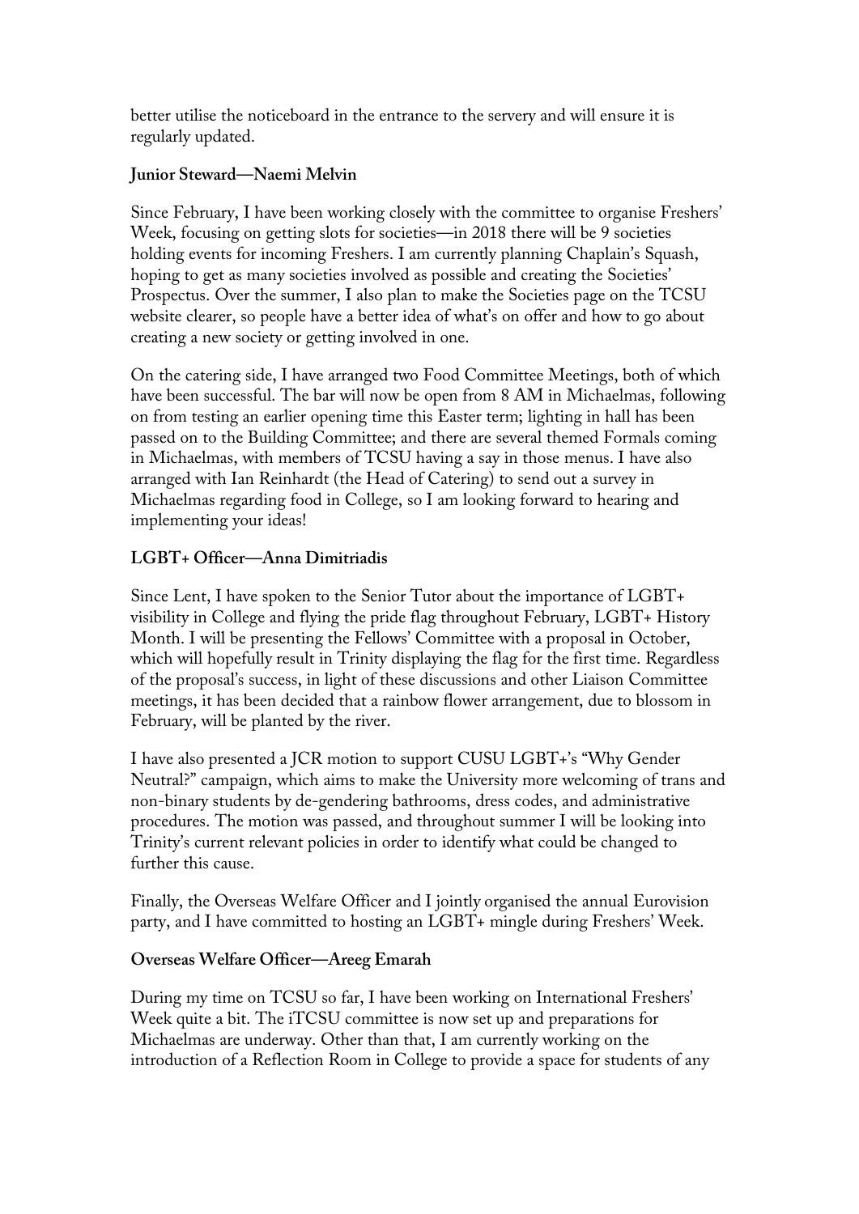better utilise the noticeboard in the entrance to the servery and will ensure it is regularly updated.

**Junior Steward—Naemi Melvin**

Since February, I have been working closely with the committee to organise Freshers' Week, focusing on getting slots for societies—in 2018 there will be 9 societies holding events for incoming Freshers. I am currently planning Chaplain's Squash, hoping to get as many societies involved as possible and creating the Societies' Prospectus. Over the summer, I also plan to make the Societies page on the TCSU website clearer, so people have a better idea of what's on offer and how to go about creating a new society or getting involved in one.

On the catering side, I have arranged two Food Committee Meetings, both of which have been successful. The bar will now be open from 8 AM in Michaelmas, following on from testing an earlier opening time this Easter term; lighting in hall has been passed on to the Building Committee; and there are several themed Formals coming in Michaelmas, with members of TCSU having a say in those menus. I have also arranged with Ian Reinhardt (the Head of Catering) to send out a survey in Michaelmas regarding food in College, so I am looking forward to hearing and implementing your ideas!

**LGBT+ Officer—Anna Dimitriadis**

Since Lent, I have spoken to the Senior Tutor about the importance of LGBT+ visibility in College and flying the pride flag throughout February, LGBT+ History Month. I will be presenting the Fellows' Committee with a proposal in October, which will hopefully result in Trinity displaying the flag for the first time. Regardless of the proposal's success, in light of these discussions and other Liaison Committee meetings, it has been decided that a rainbow flower arrangement, due to blossom in February, will be planted by the river.

I have also presented a JCR motion to support CUSU LGBT+'s "Why Gender Neutral?" campaign, which aims to make the University more welcoming of trans and non-binary students by de-gendering bathrooms, dress codes, and administrative procedures. The motion was passed, and throughout summer I will be looking into Trinity's current relevant policies in order to identify what could be changed to further this cause.

Finally, the Overseas Welfare Officer and I jointly organised the annual Eurovision party, and I have committed to hosting an LGBT+ mingle during Freshers' Week.

**Overseas Welfare Officer—Areeg Emarah**

During my time on TCSU so far, I have been working on International Freshers' Week quite a bit. The iTCSU committee is now set up and preparations for Michaelmas are underway. Other than that, I am currently working on the introduction of a Reflection Room in College to provide a space for students of any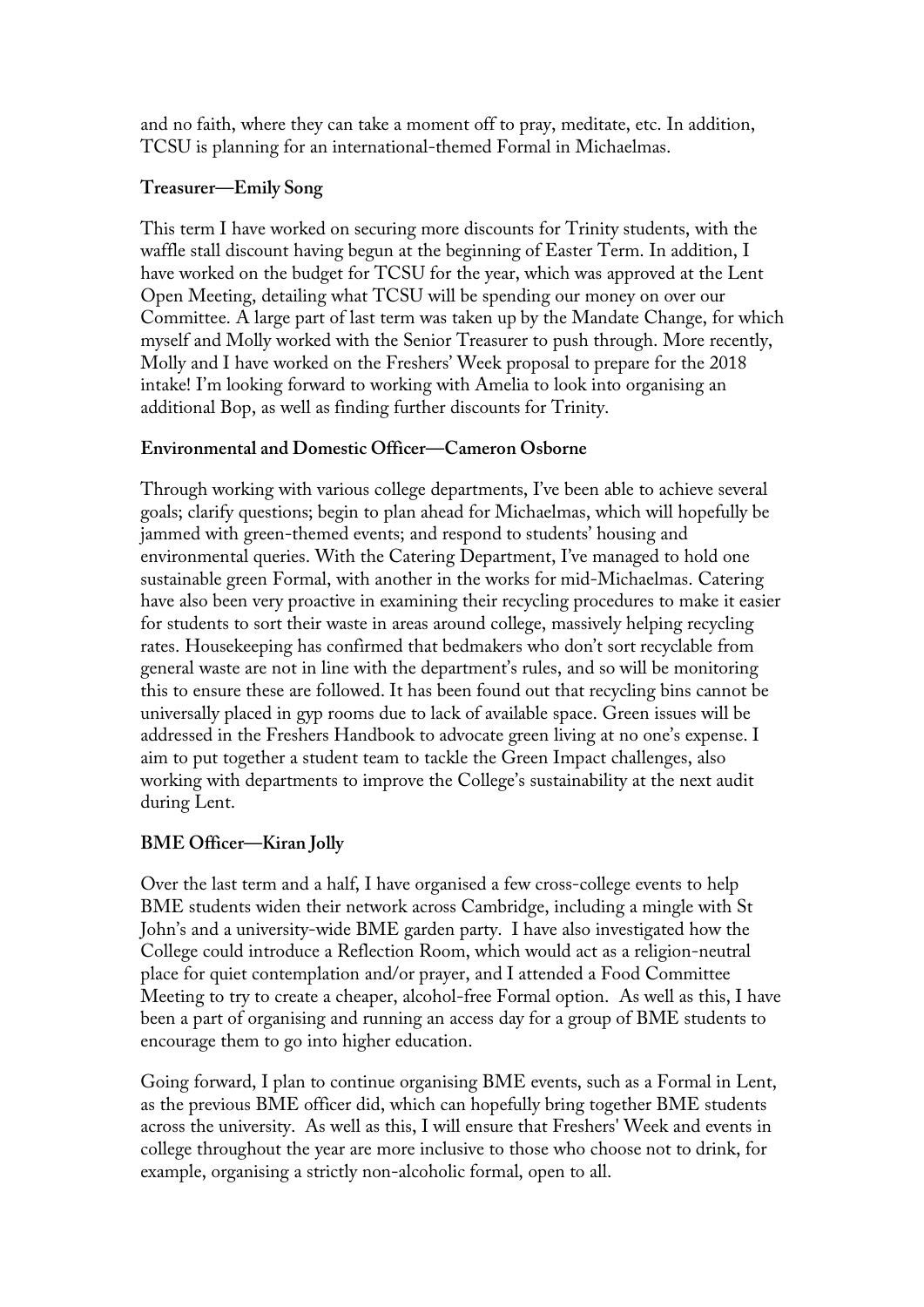and no faith, where they can take a moment off to pray, meditate, etc. In addition, TCSU is planning for an international-themed Formal in Michaelmas.

**Treasurer—Emily Song**

This term I have worked on securing more discounts for Trinity students, with the waffle stall discount having begun at the beginning of Easter Term. In addition, I have worked on the budget for TCSU for the year, which was approved at the Lent Open Meeting, detailing what TCSU will be spending our money on over our Committee. A large part of last term was taken up by the Mandate Change, for which myself and Molly worked with the Senior Treasurer to push through. More recently, Molly and I have worked on the Freshers' Week proposal to prepare for the 2018 intake! I'm looking forward to working with Amelia to look into organising an additional Bop, as well as finding further discounts for Trinity.

**Environmental and Domestic Officer—Cameron Osborne**

Through working with various college departments, I've been able to achieve several goals; clarify questions; begin to plan ahead for Michaelmas, which will hopefully be jammed with green-themed events; and respond to students' housing and environmental queries. With the Catering Department, I've managed to hold one sustainable green Formal, with another in the works for mid-Michaelmas. Catering have also been very proactive in examining their recycling procedures to make it easier for students to sort their waste in areas around college, massively helping recycling rates. Housekeeping has confirmed that bedmakers who don't sort recyclable from general waste are not in line with the department's rules, and so will be monitoring this to ensure these are followed. It has been found out that recycling bins cannot be universally placed in gyp rooms due to lack of available space. Green issues will be addressed in the Freshers Handbook to advocate green living at no one's expense. I aim to put together a student team to tackle the Green Impact challenges, also working with departments to improve the College's sustainability at the next audit during Lent.

**BME Officer—Kiran Jolly**

Over the last term and a half, I have organised a few cross-college events to help BME students widen their network across Cambridge, including a mingle with St John's and a university-wide BME garden party. I have also investigated how the College could introduce a Reflection Room, which would act as a religion-neutral place for quiet contemplation and/or prayer, and I attended a Food Committee Meeting to try to create a cheaper, alcohol-free Formal option. As well as this, I have been a part of organising and running an access day for a group of BME students to encourage them to go into higher education.

Going forward, I plan to continue organising BME events, such as a Formal in Lent, as the previous BME officer did, which can hopefully bring together BME students across the university. As well as this, I will ensure that Freshers' Week and events in college throughout the year are more inclusive to those who choose not to drink, for example, organising a strictly non-alcoholic formal, open to all.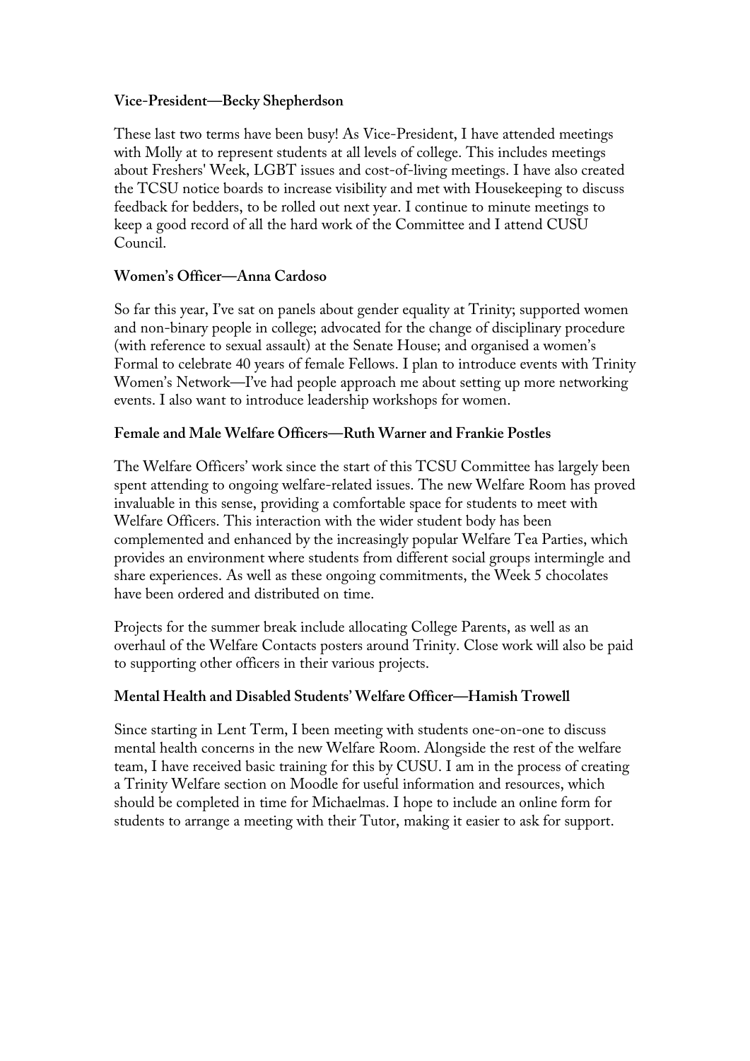**Vice-President—Becky Shepherdson**

These last two terms have been busy! As Vice-President, I have attended meetings with Molly at to represent students at all levels of college. This includes meetings about Freshers' Week, LGBT issues and cost-of-living meetings. I have also created the TCSU notice boards to increase visibility and met with Housekeeping to discuss feedback for bedders, to be rolled out next year. I continue to minute meetings to keep a good record of all the hard work of the Committee and I attend CUSU Council.

**Women's Officer—Anna Cardoso**

So far this year, I've sat on panels about gender equality at Trinity; supported women and non-binary people in college; advocated for the change of disciplinary procedure (with reference to sexual assault) at the Senate House; and organised a women's Formal to celebrate 40 years of female Fellows. I plan to introduce events with Trinity Women's Network—I've had people approach me about setting up more networking events. I also want to introduce leadership workshops for women.

**Female and Male Welfare Officers—Ruth Warner and Frankie Postles**

The Welfare Officers' work since the start of this TCSU Committee has largely been spent attending to ongoing welfare-related issues. The new Welfare Room has proved invaluable in this sense, providing a comfortable space for students to meet with Welfare Officers. This interaction with the wider student body has been complemented and enhanced by the increasingly popular Welfare Tea Parties, which provides an environment where students from different social groups intermingle and share experiences. As well as these ongoing commitments, the Week 5 chocolates have been ordered and distributed on time.

Projects for the summer break include allocating College Parents, as well as an overhaul of the Welfare Contacts posters around Trinity. Close work will also be paid to supporting other officers in their various projects.

**Mental Health and Disabled Students' Welfare Officer—Hamish Trowell**

Since starting in Lent Term, I been meeting with students one-on-one to discuss mental health concerns in the new Welfare Room. Alongside the rest of the welfare team, I have received basic training for this by CUSU. I am in the process of creating a Trinity Welfare section on Moodle for useful information and resources, which should be completed in time for Michaelmas. I hope to include an online form for students to arrange a meeting with their Tutor, making it easier to ask for support.